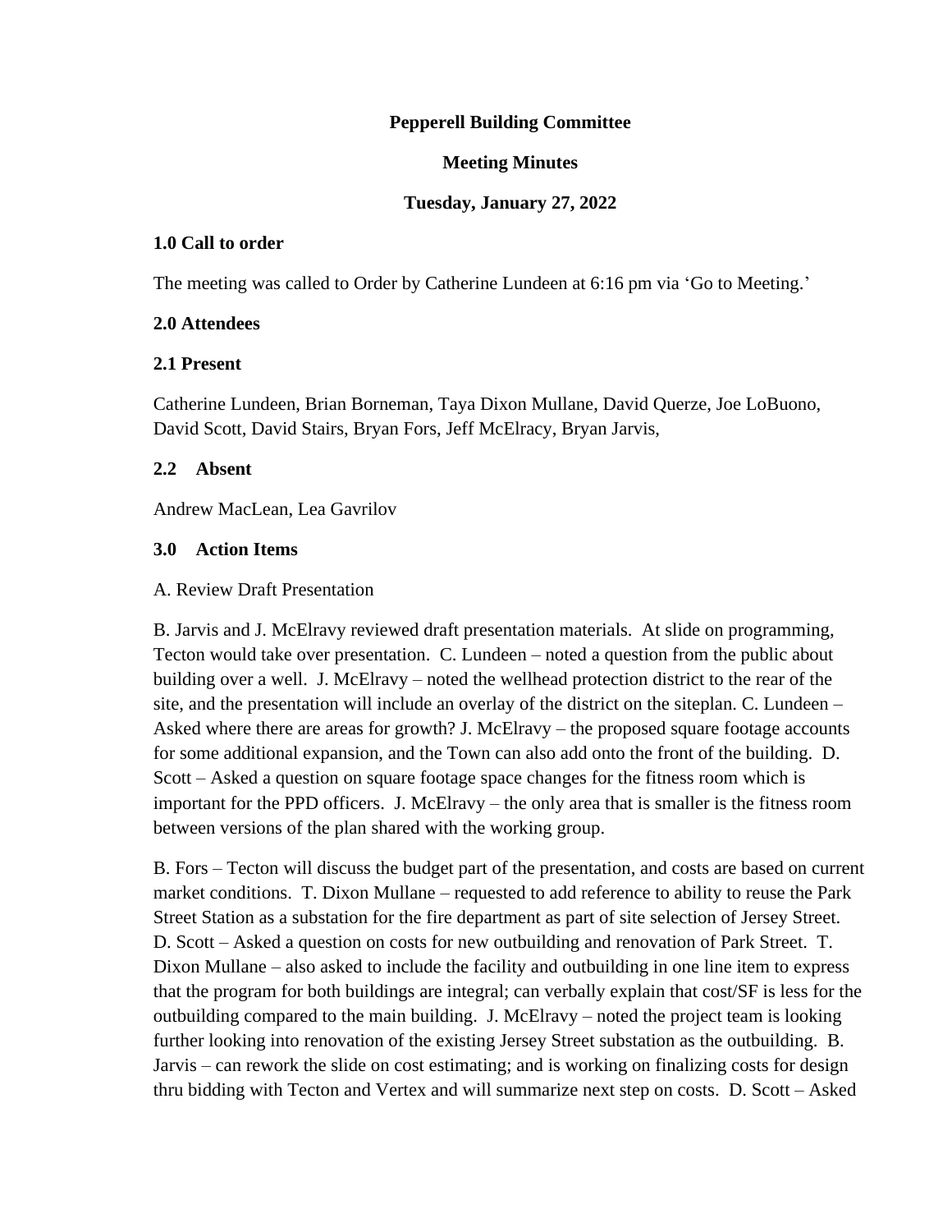**Pepperell Building Committee**

**Meeting Minutes**

**Tuesday, January 27, 2022**

### 1.0 Call to order

The meeting was called to Order by Catherine Lundeen at 6:16 pm via 'Go to Meeting.'

### 2.0 Attendees

### 2.1 Present

Catherine Lundeen, Brian Borneman, Taya Dixon Mullane, David Querze, Joe LoBuono, David Scott, David Stairs, Bryan Fors, Jeff McElracy, Bryan Jarvis,

### 2.2 Absent

Andrew MacLean, Lea Gavrilov

### 3.0 Action Items

A. Review Draft Presentation

B. Jarvis and J. McElravy reviewed draft presentation materials. At slide on programming, Tecton would take over presentation. C. Lundeen – noted a question from the public about building over a well. J. McElravy – noted the wellhead protection district to the rear of the site, and the presentation will include an overlay of the district on the siteplan. C. Lundeen – Asked where there are areas for growth? J. McElravy – the proposed square footage accounts for some additional expansion, and the Town can also add onto the front of the building. D. Scott – Asked a question on square footage space changes for the fitness room which is important for the PPD officers. J. McElravy – the only area that is smaller is the fitness room between versions of the plan shared with the working group.

B. Fors – Tecton will discuss the budget part of the presentation, and costs are based on current market conditions. T. Dixon Mullane – requested to add reference to ability to reuse the Park Street Station as a substation for the fire department as part of site selection of Jersey Street. D. Scott – Asked a question on costs for new outbuilding and renovation of Park Street. T. Dixon Mullane – also asked to include the facility and outbuilding in one line item to express that the program for both buildings are integral; can verbally explain that cost/SF is less for the outbuilding compared to the main building. J. McElravy – noted the project team is looking further looking into renovation of the existing Jersey Street substation as the outbuilding. B. Jarvis – can rework the slide on cost estimating; and is working on finalizing costs for design thru bidding with Tecton and Vertex and will summarize next step on costs. D. Scott – Asked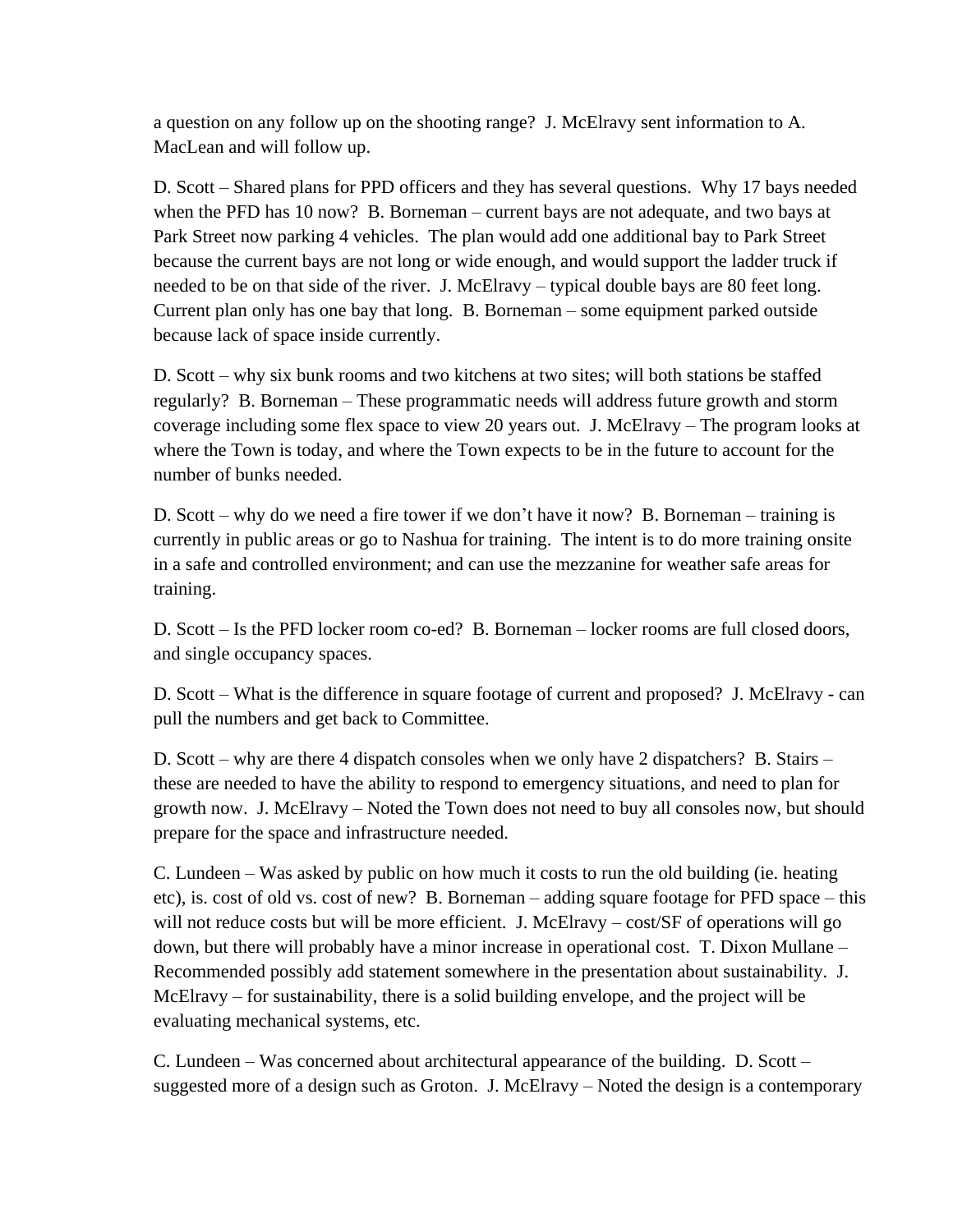a question on any follow up on the shooting range? J. McElravy sent information to A. MacLean and will follow up.

D. Scott – Shared plans for PPD officers and they has several questions. Why 17 bays needed when the PFD has 10 now? B. Borneman – current bays are not adequate, and two bays at Park Street now parking 4 vehicles. The plan would add one additional bay to Park Street because the current bays are not long or wide enough, and would support the ladder truck if needed to be on that side of the river. J. McElravy – typical double bays are 80 feet long. Current plan only has one bay that long. B. Borneman – some equipment parked outside because lack of space inside currently.

D. Scott – why six bunk rooms and two kitchens at two sites; will both stations be staffed regularly? B. Borneman – These programmatic needs will address future growth and storm coverage including some flex space to view 20 years out. J. McElravy – The program looks at where the Town is today, and where the Town expects to be in the future to account for the number of bunks needed.

D. Scott – why do we need a fire tower if we don't have it now? B. Borneman – training is currently in public areas or go to Nashua for training. The intent is to do more training onsite in a safe and controlled environment; and can use the mezzanine for weather safe areas for training.

D. Scott – Is the PFD locker room co-ed? B. Borneman – locker rooms are full closed doors, and single occupancy spaces.

D. Scott – What is the difference in square footage of current and proposed? J. McElravy - can pull the numbers and get back to Committee.

D. Scott – why are there 4 dispatch consoles when we only have 2 dispatchers? B. Stairs – these are needed to have the ability to respond to emergency situations, and need to plan for growth now. J. McElravy – Noted the Town does not need to buy all consoles now, but should prepare for the space and infrastructure needed.

C. Lundeen – Was asked by public on how much it costs to run the old building (ie. heating etc), is. cost of old vs. cost of new? B. Borneman – adding square footage for PFD space – this will not reduce costs but will be more efficient. J. McElravy – cost/SF of operations will go down, but there will probably have a minor increase in operational cost. T. Dixon Mullane – Recommended possibly add statement somewhere in the presentation about sustainability. J. McElravy – for sustainability, there is a solid building envelope, and the project will be evaluating mechanical systems, etc.

C. Lundeen – Was concerned about architectural appearance of the building. D. Scott – suggested more of a design such as Groton. J. McElravy – Noted the design is a contemporary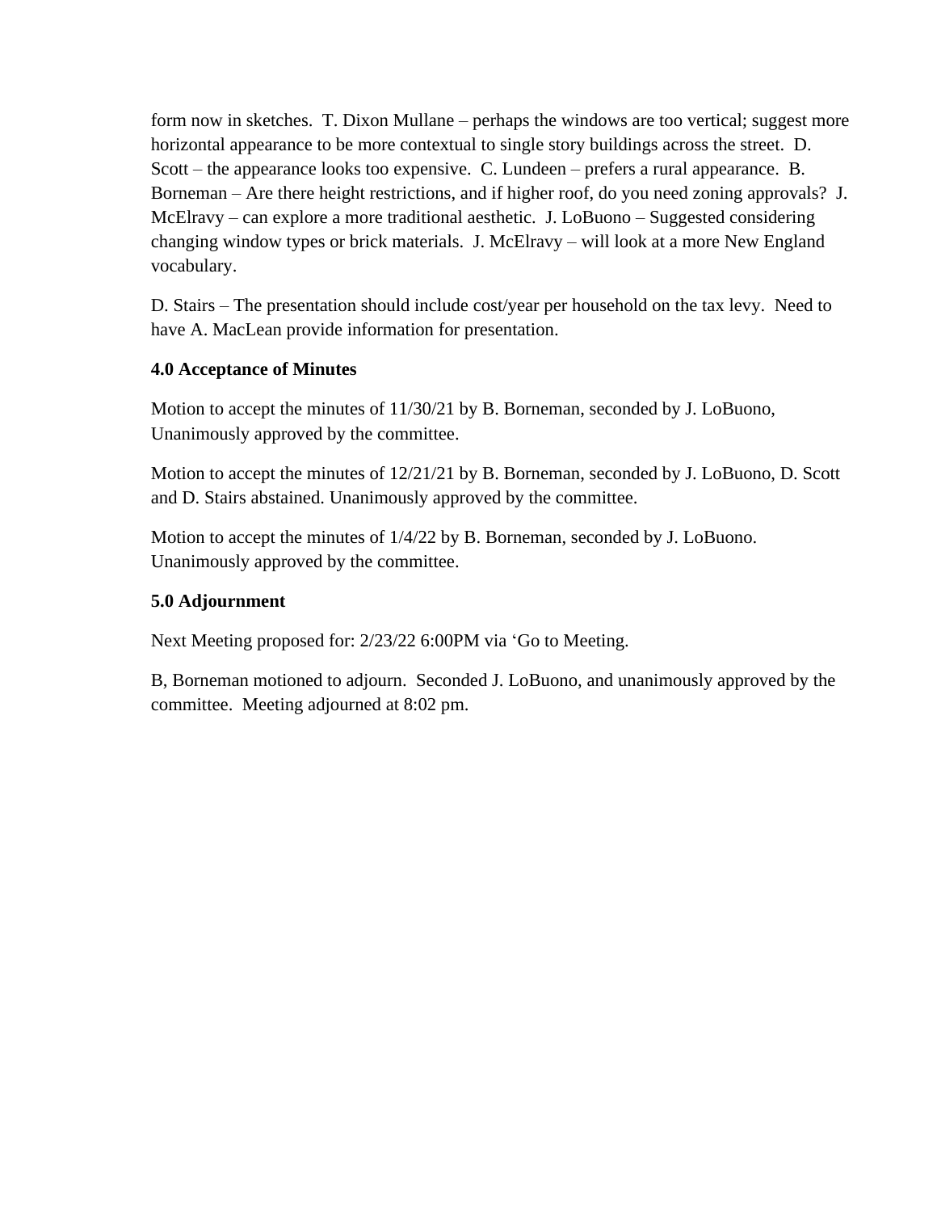form now in sketches. T. Dixon Mullane – perhaps the windows are too vertical; suggest more horizontal appearance to be more contextual to single story buildings across the street. D. Scott – the appearance looks too expensive. C. Lundeen – prefers a rural appearance. B. Borneman – Are there height restrictions, and if higher roof, do you need zoning approvals? J. McElravy – can explore a more traditional aesthetic. J. LoBuono – Suggested considering changing window types or brick materials. J. McElravy – will look at a more New England vocabulary.

D. Stairs – The presentation should include cost/year per household on the tax levy. Need to have A. MacLean provide information for presentation.

**4.0 Acceptance of Minutes**

Motion to accept the minutes of 11/30/21 by B. Borneman, seconded by J. LoBuono, Unanimously approved by the committee.

Motion to accept the minutes of 12/21/21 by B. Borneman, seconded by J. LoBuono, D. Scott and D. Stairs abstained. Unanimously approved by the committee.

Motion to accept the minutes of 1/4/22 by B. Borneman, seconded by J. LoBuono. Unanimously approved by the committee.

**5.0 Adjournment**

Next Meeting proposed for: 2/23/22 6:00PM via 'Go to Meeting.

B, Borneman motioned to adjourn. Seconded J. LoBuono, and unanimously approved by the committee. Meeting adjourned at 8:02 pm.